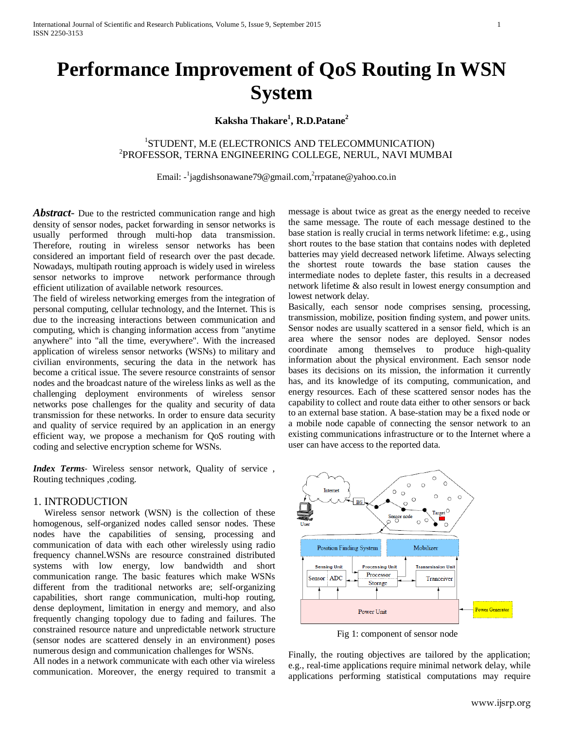# Performance Improvement of QoS Routing In WSN System

**Kaksha Thakare[1], R.D.Patane[2]**

[1]STUDENT, M.E (ELECTRONICS AND TELECOMMUNICATION)
[2]PROFESSOR, TERNA ENGINEERING COLLEGE, NERUL, NAVI MUMBAI

Email: -[1]jagdishsonawane79@gmail.com,[2]rrpatane@yahoo.co.in

***Abstract***- Due to the restricted communication range and high density of sensor nodes, packet forwarding in sensor networks is usually performed through multi-hop data transmission. Therefore, routing in wireless sensor networks has been considered an important field of research over the past decade. Nowadays, multipath routing approach is widely used in wireless sensor networks to improve network performance through efficient utilization of available network resources.

The field of wireless networking emerges from the integration of personal computing, cellular technology, and the Internet. This is due to the increasing interactions between communication and computing, which is changing information access from "anytime anywhere" into "all the time, everywhere". With the increased application of wireless sensor networks (WSNs) to military and civilian environments, securing the data in the network has become a critical issue. The severe resource constraints of sensor nodes and the broadcast nature of the wireless links as well as the challenging deployment environments of wireless sensor networks pose challenges for the quality and security of data transmission for these networks. In order to ensure data security and quality of service required by an application in an energy efficient way, we propose a mechanism for QoS routing with coding and selective encryption scheme for WSNs.

***Index Terms***- Wireless sensor network, Quality of service , Routing techniques ,coding.

## 1. INTRODUCTION

Wireless sensor network (WSN) is the collection of these homogenous, self-organized nodes called sensor nodes. These nodes have the capabilities of sensing, processing and communication of data with each other wirelessly using radio frequency channel.WSNs are resource constrained distributed systems with low energy, low bandwidth and short communication range. The basic features which make WSNs different from the traditional networks are; self-organizing capabilities, short range communication, multi-hop routing, dense deployment, limitation in energy and memory, and also frequently changing topology due to fading and failures. The constrained resource nature and unpredictable network structure (sensor nodes are scattered densely in an environment) poses numerous design and communication challenges for WSNs.

All nodes in a network communicate with each other via wireless communication. Moreover, the energy required to transmit a message is about twice as great as the energy needed to receive the same message. The route of each message destined to the base station is really crucial in terms network lifetime: e.g., using short routes to the base station that contains nodes with depleted batteries may yield decreased network lifetime. Always selecting the shortest route towards the base station causes the intermediate nodes to deplete faster, this results in a decreased network lifetime & also result in lowest energy consumption and lowest network delay.

Basically, each sensor node comprises sensing, processing, transmission, mobilize, position finding system, and power units. Sensor nodes are usually scattered in a sensor field, which is an area where the sensor nodes are deployed. Sensor nodes coordinate among themselves to produce high-quality information about the physical environment. Each sensor node bases its decisions on its mission, the information it currently has, and its knowledge of its computing, communication, and energy resources. Each of these scattered sensor nodes has the capability to collect and route data either to other sensors or back to an external base station. A base-station may be a fixed node or a mobile node capable of connecting the sensor network to an existing communications infrastructure or to the Internet where a user can have access to the reported data.

Fig 1: component of sensor node

Finally, the routing objectives are tailored by the application; e.g., real-time applications require minimal network delay, while applications performing statistical computations may require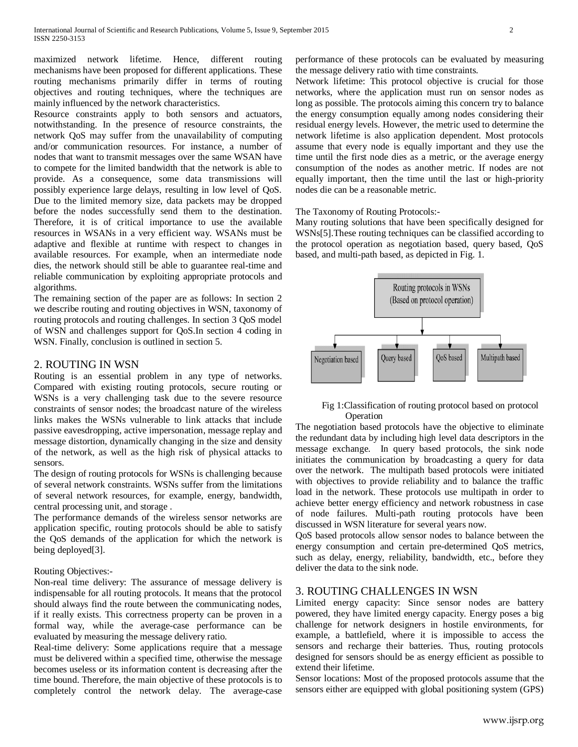maximized network lifetime. Hence, different routing mechanisms have been proposed for different applications. These routing mechanisms primarily differ in terms of routing objectives and routing techniques, where the techniques are mainly influenced by the network characteristics.

Resource constraints apply to both sensors and actuators, notwithstanding. In the presence of resource constraints, the network QoS may suffer from the unavailability of computing and/or communication resources. For instance, a number of nodes that want to transmit messages over the same WSAN have to compete for the limited bandwidth that the network is able to provide. As a consequence, some data transmissions will possibly experience large delays, resulting in low level of QoS. Due to the limited memory size, data packets may be dropped before the nodes successfully send them to the destination. Therefore, it is of critical importance to use the available resources in WSANs in a very efficient way. WSANs must be adaptive and flexible at runtime with respect to changes in available resources. For example, when an intermediate node dies, the network should still be able to guarantee real-time and reliable communication by exploiting appropriate protocols and algorithms.

The remaining section of the paper are as follows: In section 2 we describe routing and routing objectives in WSN, taxonomy of routing protocols and routing challenges. In section 3 QoS model of WSN and challenges support for QoS.In section 4 coding in WSN. Finally, conclusion is outlined in section 5.

## 2. ROUTING IN WSN

Routing is an essential problem in any type of networks. Compared with existing routing protocols, secure routing or WSNs is a very challenging task due to the severe resource constraints of sensor nodes; the broadcast nature of the wireless links makes the WSNs vulnerable to link attacks that include passive eavesdropping, active impersonation, message replay and message distortion, dynamically changing in the size and density of the network, as well as the high risk of physical attacks to sensors.

The design of routing protocols for WSNs is challenging because of several network constraints. WSNs suffer from the limitations of several network resources, for example, energy, bandwidth, central processing unit, and storage .

The performance demands of the wireless sensor networks are application specific, routing protocols should be able to satisfy the QoS demands of the application for which the network is being deployed[3].

Routing Objectives:-

Non-real time delivery: The assurance of message delivery is indispensable for all routing protocols. It means that the protocol should always find the route between the communicating nodes, if it really exists. This correctness property can be proven in a formal way, while the average-case performance can be evaluated by measuring the message delivery ratio.

Real-time delivery: Some applications require that a message must be delivered within a specified time, otherwise the message becomes useless or its information content is decreasing after the time bound. Therefore, the main objective of these protocols is to completely control the network delay. The average-case performance of these protocols can be evaluated by measuring the message delivery ratio with time constraints.

Network lifetime: This protocol objective is crucial for those networks, where the application must run on sensor nodes as long as possible. The protocols aiming this concern try to balance the energy consumption equally among nodes considering their residual energy levels. However, the metric used to determine the network lifetime is also application dependent. Most protocols assume that every node is equally important and they use the time until the first node dies as a metric, or the average energy consumption of the nodes as another metric. If nodes are not equally important, then the time until the last or high-priority nodes die can be a reasonable metric.

The Taxonomy of Routing Protocols:-

Many routing solutions that have been specifically designed for WSNs[5].These routing techniques can be classified according to the protocol operation as negotiation based, query based, QoS based, and multi-path based, as depicted in Fig. 1.

Routing protocols in WSNs (Based on protocol operation)

Negotiation based | Query based | QoS based | Multipath based

Fig 1:Classification of routing protocol based on protocol Operation

The negotiation based protocols have the objective to eliminate the redundant data by including high level data descriptors in the message exchange. In query based protocols, the sink node initiates the communication by broadcasting a query for data over the network. The multipath based protocols were initiated with objectives to provide reliability and to balance the traffic load in the network. These protocols use multipath in order to achieve better energy efficiency and network robustness in case of node failures. Multi-path routing protocols have been discussed in WSN literature for several years now.

QoS based protocols allow sensor nodes to balance between the energy consumption and certain pre-determined QoS metrics, such as delay, energy, reliability, bandwidth, etc., before they deliver the data to the sink node.

## 3. ROUTING CHALLENGES IN WSN

Limited energy capacity: Since sensor nodes are battery powered, they have limited energy capacity. Energy poses a big challenge for network designers in hostile environments, for example, a battlefield, where it is impossible to access the sensors and recharge their batteries. Thus, routing protocols designed for sensors should be as energy efficient as possible to extend their lifetime.

Sensor locations: Most of the proposed protocols assume that the sensors either are equipped with global positioning system (GPS)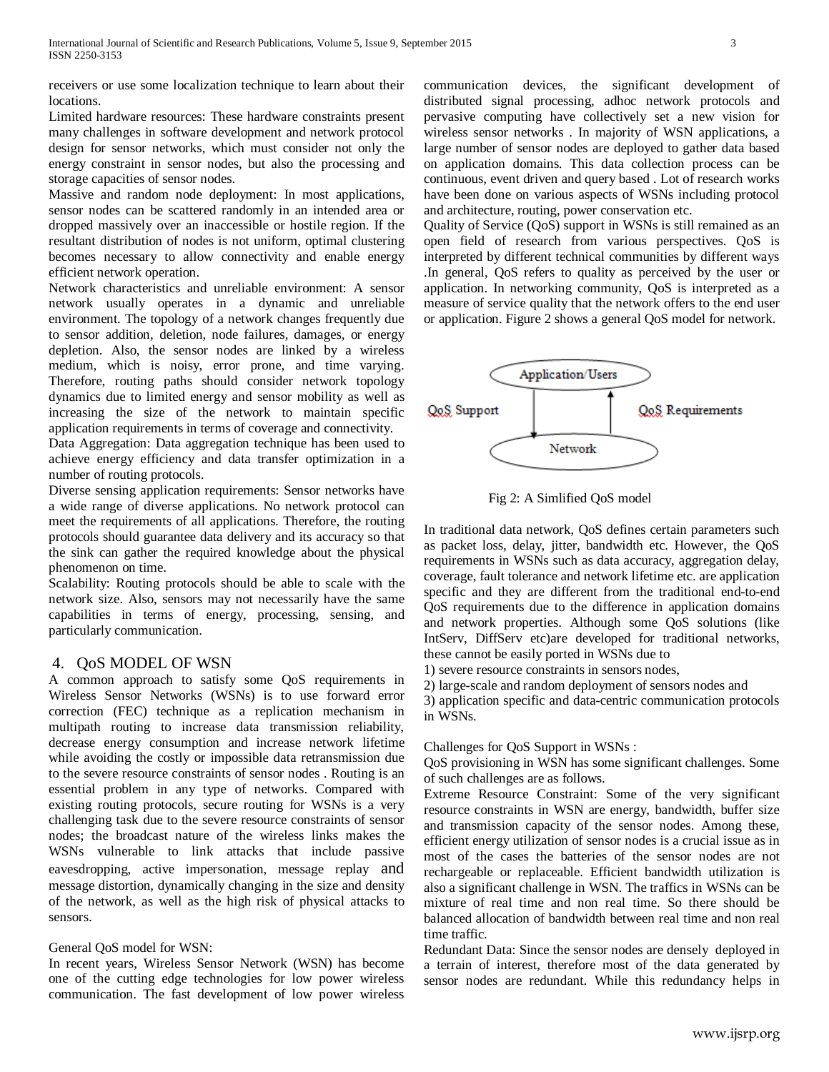receivers or use some localization technique to learn about their locations.

Limited hardware resources: These hardware constraints present many challenges in software development and network protocol design for sensor networks, which must consider not only the energy constraint in sensor nodes, but also the processing and storage capacities of sensor nodes.

Massive and random node deployment: In most applications, sensor nodes can be scattered randomly in an intended area or dropped massively over an inaccessible or hostile region. If the resultant distribution of nodes is not uniform, optimal clustering becomes necessary to allow connectivity and enable energy efficient network operation.

Network characteristics and unreliable environment: A sensor network usually operates in a dynamic and unreliable environment. The topology of a network changes frequently due to sensor addition, deletion, node failures, damages, or energy depletion. Also, the sensor nodes are linked by a wireless medium, which is noisy, error prone, and time varying. Therefore, routing paths should consider network topology dynamics due to limited energy and sensor mobility as well as increasing the size of the network to maintain specific application requirements in terms of coverage and connectivity.

Data Aggregation: Data aggregation technique has been used to achieve energy efficiency and data transfer optimization in a number of routing protocols.

Diverse sensing application requirements: Sensor networks have a wide range of diverse applications. No network protocol can meet the requirements of all applications. Therefore, the routing protocols should guarantee data delivery and its accuracy so that the sink can gather the required knowledge about the physical phenomenon on time.

Scalability: Routing protocols should be able to scale with the network size. Also, sensors may not necessarily have the same capabilities in terms of energy, processing, sensing, and particularly communication.

## 4. QoS MODEL OF WSN

A common approach to satisfy some QoS requirements in Wireless Sensor Networks (WSNs) is to use forward error correction (FEC) technique as a replication mechanism in multipath routing to increase data transmission reliability, decrease energy consumption and increase network lifetime while avoiding the costly or impossible data retransmission due to the severe resource constraints of sensor nodes . Routing is an essential problem in any type of networks. Compared with existing routing protocols, secure routing for WSNs is a very challenging task due to the severe resource constraints of sensor nodes; the broadcast nature of the wireless links makes the WSNs vulnerable to link attacks that include passive eavesdropping, active impersonation, message replay and message distortion, dynamically changing in the size and density of the network, as well as the high risk of physical attacks to sensors.

General QoS model for WSN:

In recent years, Wireless Sensor Network (WSN) has become one of the cutting edge technologies for low power wireless communication. The fast development of low power wireless communication devices, the significant development of distributed signal processing, adhoc network protocols and pervasive computing have collectively set a new vision for wireless sensor networks . In majority of WSN applications, a large number of sensor nodes are deployed to gather data based on application domains. This data collection process can be continuous, event driven and query based . Lot of research works have been done on various aspects of WSNs including protocol and architecture, routing, power conservation etc.

Quality of Service (QoS) support in WSNs is still remained as an open field of research from various perspectives. QoS is interpreted by different technical communities by different ways .In general, QoS refers to quality as perceived by the user or application. In networking community, QoS is interpreted as a measure of service quality that the network offers to the end user or application. Figure 2 shows a general QoS model for network.

Application/Users

QoS Support

QoS Requirements

Network

Fig 2: A Simlified QoS model

In traditional data network, QoS defines certain parameters such as packet loss, delay, jitter, bandwidth etc. However, the QoS requirements in WSNs such as data accuracy, aggregation delay, coverage, fault tolerance and network lifetime etc. are application specific and they are different from the traditional end-to-end QoS requirements due to the difference in application domains and network properties. Although some QoS solutions (like IntServ, DiffServ etc)are developed for traditional networks, these cannot be easily ported in WSNs due to

1) severe resource constraints in sensors nodes,
2) large-scale and random deployment of sensors nodes and
3) application specific and data-centric communication protocols in WSNs.

Challenges for QoS Support in WSNs :

QoS provisioning in WSN has some significant challenges. Some of such challenges are as follows.

Extreme Resource Constraint: Some of the very significant resource constraints in WSN are energy, bandwidth, buffer size and transmission capacity of the sensor nodes. Among these, efficient energy utilization of sensor nodes is a crucial issue as in most of the cases the batteries of the sensor nodes are not rechargeable or replaceable. Efficient bandwidth utilization is also a significant challenge in WSN. The traffics in WSNs can be mixture of real time and non real time. So there should be balanced allocation of bandwidth between real time and non real time traffic.

Redundant Data: Since the sensor nodes are densely deployed in a terrain of interest, therefore most of the data generated by sensor nodes are redundant. While this redundancy helps in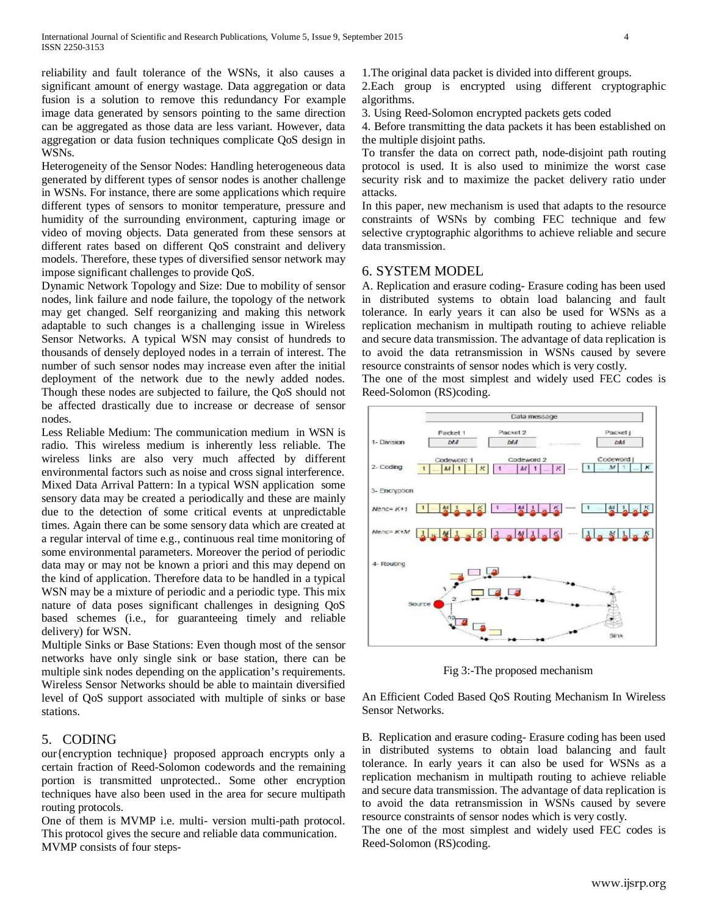reliability and fault tolerance of the WSNs, it also causes a significant amount of energy wastage. Data aggregation or data fusion is a solution to remove this redundancy For example image data generated by sensors pointing to the same direction can be aggregated as those data are less variant. However, data aggregation or data fusion techniques complicate QoS design in WSNs.

Heterogeneity of the Sensor Nodes: Handling heterogeneous data generated by different types of sensor nodes is another challenge in WSNs. For instance, there are some applications which require different types of sensors to monitor temperature, pressure and humidity of the surrounding environment, capturing image or video of moving objects. Data generated from these sensors at different rates based on different QoS constraint and delivery models. Therefore, these types of diversified sensor network may impose significant challenges to provide QoS.

Dynamic Network Topology and Size: Due to mobility of sensor nodes, link failure and node failure, the topology of the network may get changed. Self reorganizing and making this network adaptable to such changes is a challenging issue in Wireless Sensor Networks. A typical WSN may consist of hundreds to thousands of densely deployed nodes in a terrain of interest. The number of such sensor nodes may increase even after the initial deployment of the network due to the newly added nodes. Though these nodes are subjected to failure, the QoS should not be affected drastically due to increase or decrease of sensor nodes.

Less Reliable Medium: The communication medium in WSN is radio. This wireless medium is inherently less reliable. The wireless links are also very much affected by different environmental factors such as noise and cross signal interference.

Mixed Data Arrival Pattern: In a typical WSN application some sensory data may be created a periodically and these are mainly due to the detection of some critical events at unpredictable times. Again there can be some sensory data which are created at a regular interval of time e.g., continuous real time monitoring of some environmental parameters. Moreover the period of periodic data may or may not be known a priori and this may depend on the kind of application. Therefore data to be handled in a typical WSN may be a mixture of periodic and a periodic type. This mix nature of data poses significant challenges in designing QoS based schemes (i.e., for guaranteeing timely and reliable delivery) for WSN.

Multiple Sinks or Base Stations: Even though most of the sensor networks have only single sink or base station, there can be multiple sink nodes depending on the application's requirements. Wireless Sensor Networks should be able to maintain diversified level of QoS support associated with multiple of sinks or base stations.

## 5. CODING

our{encryption technique} proposed approach encrypts only a certain fraction of Reed-Solomon codewords and the remaining portion is transmitted unprotected.. Some other encryption techniques have also been used in the area for secure multipath routing protocols.

One of them is MVMP i.e. multi- version multi-path protocol. This protocol gives the secure and reliable data communication. MVMP consists of four steps-

1.The original data packet is divided into different groups.
2.Each group is encrypted using different cryptographic algorithms.
3. Using Reed-Solomon encrypted packets gets coded
4. Before transmitting the data packets it has been established on the multiple disjoint paths.

To transfer the data on correct path, node-disjoint path routing protocol is used. It is also used to minimize the worst case security risk and to maximize the packet delivery ratio under attacks.

In this paper, new mechanism is used that adapts to the resource constraints of WSNs by combing FEC technique and few selective cryptographic algorithms to achieve reliable and secure data transmission.

## 6. SYSTEM MODEL

A. Replication and erasure coding- Erasure coding has been used in distributed systems to obtain load balancing and fault tolerance. In early years it can also be used for WSNs as a replication mechanism in multipath routing to achieve reliable and secure data transmission. The advantage of data replication is to avoid the data retransmission in WSNs caused by severe resource constraints of sensor nodes which is very costly.

The one of the most simplest and widely used FEC codes is Reed-Solomon (RS)coding.

Data message
1- Division
Packet 1
Packet 2
Packet j
2- Coding
Codeword 1
Codeword 2
Codeword j
3- Encryption
Nenc= K+1
Nenc= K+M
4- Routing
Source
Sink

Fig 3:-The proposed mechanism

An Efficient Coded Based QoS Routing Mechanism In Wireless Sensor Networks.

B. Replication and erasure coding- Erasure coding has been used in distributed systems to obtain load balancing and fault tolerance. In early years it can also be used for WSNs as a replication mechanism in multipath routing to achieve reliable and secure data transmission. The advantage of data replication is to avoid the data retransmission in WSNs caused by severe resource constraints of sensor nodes which is very costly.

The one of the most simplest and widely used FEC codes is Reed-Solomon (RS)coding.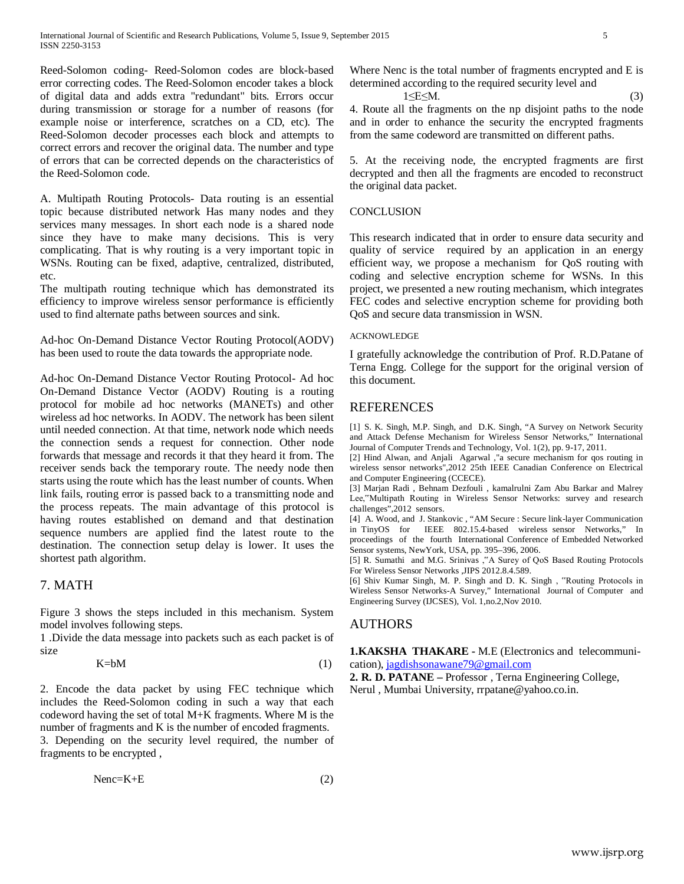Reed-Solomon coding- Reed-Solomon codes are block-based error correcting codes. The Reed-Solomon encoder takes a block of digital data and adds extra "redundant" bits. Errors occur during transmission or storage for a number of reasons (for example noise or interference, scratches on a CD, etc). The Reed-Solomon decoder processes each block and attempts to correct errors and recover the original data. The number and type of errors that can be corrected depends on the characteristics of the Reed-Solomon code.

A. Multipath Routing Protocols- Data routing is an essential topic because distributed network Has many nodes and they services many messages. In short each node is a shared node since they have to make many decisions. This is very complicating. That is why routing is a very important topic in WSNs. Routing can be fixed, adaptive, centralized, distributed, etc.

The multipath routing technique which has demonstrated its efficiency to improve wireless sensor performance is efficiently used to find alternate paths between sources and sink.

Ad-hoc On-Demand Distance Vector Routing Protocol(AODV) has been used to route the data towards the appropriate node.

Ad-hoc On-Demand Distance Vector Routing Protocol- Ad hoc On-Demand Distance Vector (AODV) Routing is a routing protocol for mobile ad hoc networks (MANETs) and other wireless ad hoc networks. In AODV. The network has been silent until needed connection. At that time, network node which needs the connection sends a request for connection. Other node forwards that message and records it that they heard it from. The receiver sends back the temporary route. The needy node then starts using the route which has the least number of counts. When link fails, routing error is passed back to a transmitting node and the process repeats. The main advantage of this protocol is having routes established on demand and that destination sequence numbers are applied find the latest route to the destination. The connection setup delay is lower. It uses the shortest path algorithm.

## 7. MATH

Figure 3 shows the steps included in this mechanism. System model involves following steps.

1 .Divide the data message into packets such as each packet is of size

$$K=bM \tag{1}$$

2. Encode the data packet by using FEC technique which includes the Reed-Solomon coding in such a way that each codeword having the set of total M+K fragments. Where M is the number of fragments and K is the number of encoded fragments.

3. Depending on the security level required, the number of fragments to be encrypted ,

$$Nenc=K+E \tag{2}$$

Where Nenc is the total number of fragments encrypted and E is determined according to the required security level and

$$1 \leq E \leq M. \tag{3}$$

4. Route all the fragments on the np disjoint paths to the node and in order to enhance the security the encrypted fragments from the same codeword are transmitted on different paths.

5. At the receiving node, the encrypted fragments are first decrypted and then all the fragments are encoded to reconstruct the original data packet.

## CONCLUSION

This research indicated that in order to ensure data security and quality of service required by an application in an energy efficient way, we propose a mechanism for QoS routing with coding and selective encryption scheme for WSNs. In this project, we presented a new routing mechanism, which integrates FEC codes and selective encryption scheme for providing both QoS and secure data transmission in WSN.

## ACKNOWLEDGE

I gratefully acknowledge the contribution of Prof. R.D.Patane of Terna Engg. College for the support for the original version of this document.

## REFERENCES

[1] S. K. Singh, M.P. Singh, and D.K. Singh, "A Survey on Network Security and Attack Defense Mechanism for Wireless Sensor Networks," International Journal of Computer Trends and Technology, Vol. 1(2), pp. 9-17, 2011.

[2] Hind Alwan, and Anjali Agarwal ,"a secure mechanism for qos routing in wireless sensor networks",2012 25th IEEE Canadian Conference on Electrical and Computer Engineering (CCECE).

[3] Marjan Radi , Behnam Dezfouli , kamalrulni Zam Abu Barkar and Malrey Lee,"Multipath Routing in Wireless Sensor Networks: survey and research challenges",2012 sensors.

[4] A. Wood, and J. Stankovic , "AM Secure : Secure link-layer Communication in TinyOS for IEEE 802.15.4-based wireless sensor Networks," In proceedings of the fourth International Conference of Embedded Networked Sensor systems, NewYork, USA, pp. 395–396, 2006.

[5] R. Sumathi and M.G. Srinivas ,"A Surey of QoS Based Routing Protocols For Wireless Sensor Networks ,JIPS 2012.8.4.589.

[6] Shiv Kumar Singh, M. P. Singh and D. K. Singh , "Routing Protocols in Wireless Sensor Networks-A Survey," International Journal of Computer and Engineering Survey (IJCSES), Vol. 1,no.2,Nov 2010.

## AUTHORS

**1.KAKSHA THAKARE -** M.E (Electronics and telecommunication), jagdishsonawane79@gmail.com

**2. R. D. PATANE –** Professor , Terna Engineering College, Nerul , Mumbai University, rrpatane@yahoo.co.in.